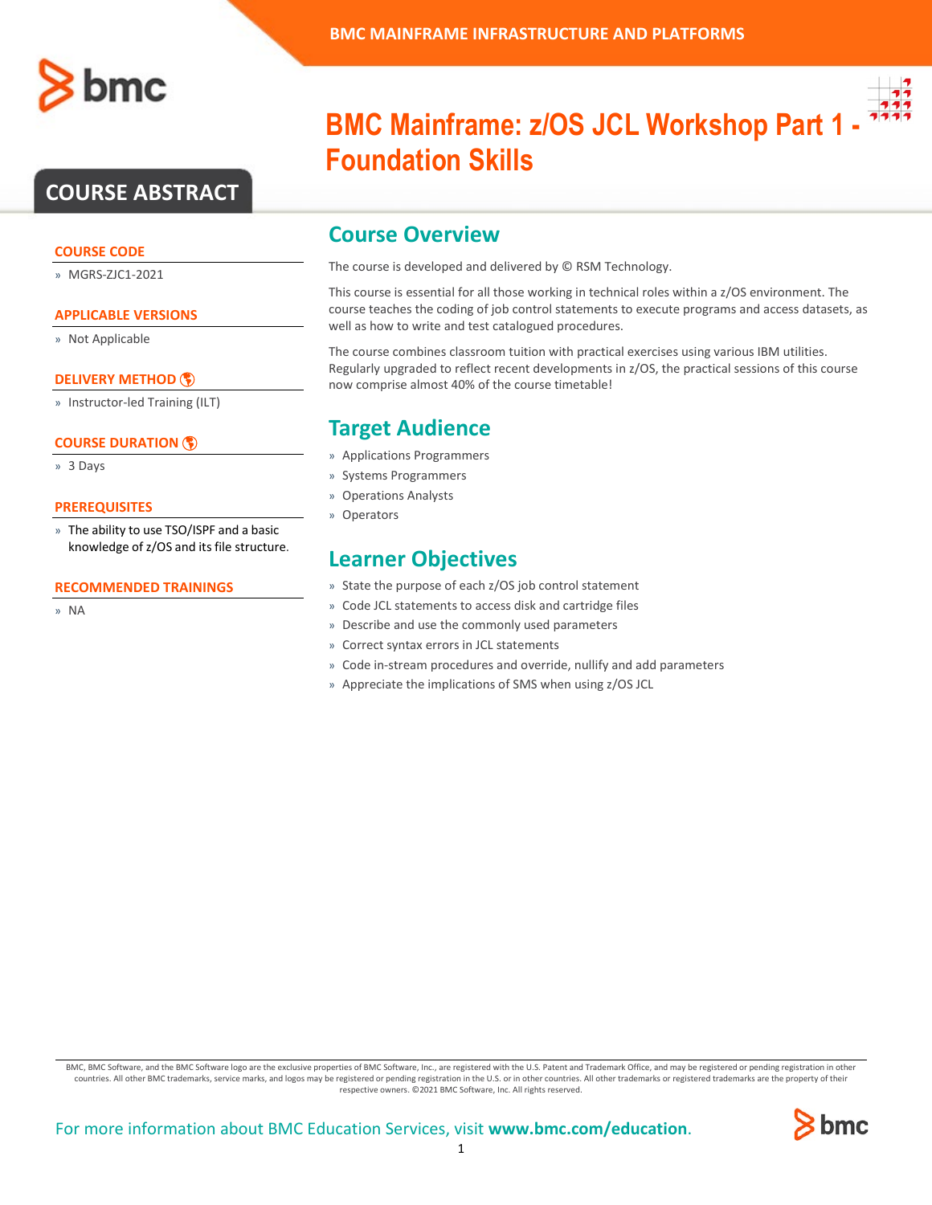BMC MAINFRAME INFRASTRUCTURE AND PLATFORMS

# BMC Mainframe: z/OS JCL Workshop Part 1 - Foundation Skills

## COURSE ABSTRACT

### COURSE CODE

» MGRS-ZJC1-2021

### APPLICABLE VERSIONS

» Not Applicable

### DELIVERY METHOD

» Instructor-led Training (ILT)

### COURSE DURATION

» 3 Days

### PREREQUISITES

» The ability to use TSO/ISPF and a basic knowledge of z/OS and its file structure.

### RECOMMENDED TRAININGS

» NA

## Course Overview

The course is developed and delivered by © RSM Technology.

This course is essential for all those working in technical roles within a z/OS environment. The course teaches the coding of job control statements to execute programs and access datasets, as well as how to write and test catalogued procedures.

The course combines classroom tuition with practical exercises using various IBM utilities. Regularly upgraded to reflect recent developments in z/OS, the practical sessions of this course now comprise almost 40% of the course timetable!

## Target Audience

» Applications Programmers
» Systems Programmers
» Operations Analysts
» Operators

## Learner Objectives

» State the purpose of each z/OS job control statement
» Code JCL statements to access disk and cartridge files
» Describe and use the commonly used parameters
» Correct syntax errors in JCL statements
» Code in-stream procedures and override, nullify and add parameters
» Appreciate the implications of SMS when using z/OS JCL

BMC, BMC Software, and the BMC Software logo are the exclusive properties of BMC Software, Inc., are registered with the U.S. Patent and Trademark Office, and may be registered or pending registration in other countries. All other BMC trademarks, service marks, and logos may be registered or pending registration in the U.S. or in other countries. All other trademarks or registered trademarks are the property of their respective owners. ©2021 BMC Software, Inc. All rights reserved.

For more information about BMC Education Services, visit **www.bmc.com/education**.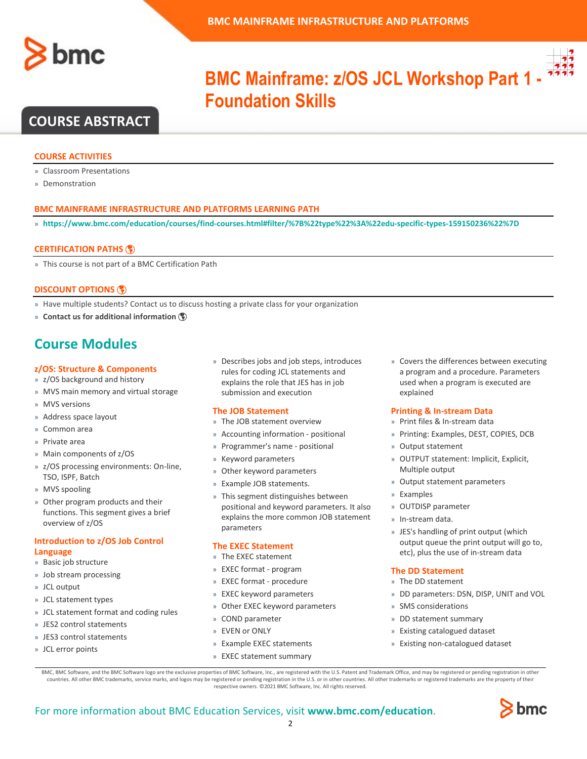# BMC Mainframe: z/OS JCL Workshop Part 1 - Foundation Skills

## COURSE ABSTRACT

### COURSE ACTIVITIES

- Classroom Presentations
- Demonstration

### BMC MAINFRAME INFRASTRUCTURE AND PLATFORMS LEARNING PATH

- **https://www.bmc.com/education/courses/find-courses.html#filter/%7B%22type%22%3A%22edu-specific-types-159150236%22%7D**

### CERTIFICATION PATHS

- This course is not part of a BMC Certification Path

### DISCOUNT OPTIONS

- Have multiple students? Contact us to discuss hosting a private class for your organization
- **Contact us for additional information**

## Course Modules

### z/OS: Structure & Components

- z/OS background and history
- MVS main memory and virtual storage
- MVS versions
- Address space layout
- Common area
- Private area
- Main components of z/OS
- z/OS processing environments: On-line, TSO, ISPF, Batch
- MVS spooling
- Other program products and their functions. This segment gives a brief overview of z/OS

### Introduction to z/OS Job Control Language

- Basic job structure
- Job stream processing
- JCL output
- JCL statement types
- JCL statement format and coding rules
- JES2 control statements
- JES3 control statements
- JCL error points
- Describes jobs and job steps, introduces rules for coding JCL statements and explains the role that JES has in job submission and execution

### The JOB Statement

- The JOB statement overview
- Accounting information - positional
- Programmer's name - positional
- Keyword parameters
- Other keyword parameters
- Example JOB statements.
- This segment distinguishes between positional and keyword parameters. It also explains the more common JOB statement parameters

### The EXEC Statement

- The EXEC statement
- EXEC format - program
- EXEC format - procedure
- EXEC keyword parameters
- Other EXEC keyword parameters
- COND parameter
- EVEN or ONLY
- Example EXEC statements
- EXEC statement summary
- Covers the differences between executing a program and a procedure. Parameters used when a program is executed are explained

### Printing & In-stream Data

- Print files & In-stream data
- Printing: Examples, DEST, COPIES, DCB
- Output statement
- OUTPUT statement: Implicit, Explicit, Multiple output
- Output statement parameters
- Examples
- OUTDISP parameter
- In-stream data.
- JES's handling of print output (which output queue the print output will go to, etc), plus the use of in-stream data

### The DD Statement

- The DD statement
- DD parameters: DSN, DISP, UNIT and VOL
- SMS considerations
- DD statement summary
- Existing catalogued dataset
- Existing non-catalogued dataset

BMC, BMC Software, and the BMC Software logo are the exclusive properties of BMC Software, Inc., are registered with the U.S. Patent and Trademark Office, and may be registered or pending registration in other countries. All other BMC trademarks, service marks, and logos may be registered or pending registration in the U.S. or in other countries. All other trademarks or registered trademarks are the property of their respective owners. ©2021 BMC Software, Inc. All rights reserved.

For more information about BMC Education Services, visit **www.bmc.com/education**.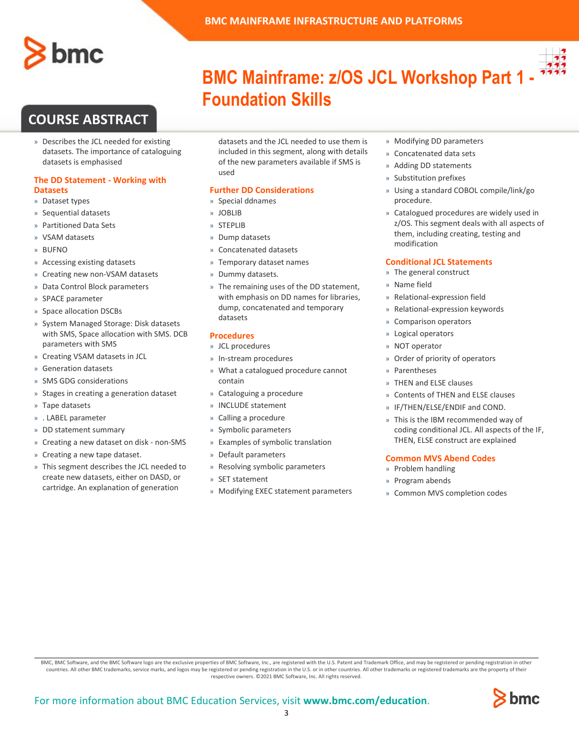# BMC Mainframe: z/OS JCL Workshop Part 1 - Foundation Skills

## COURSE ABSTRACT

- Describes the JCL needed for existing datasets. The importance of cataloguing datasets is emphasised

### The DD Statement - Working with Datasets

- Dataset types
- Sequential datasets
- Partitioned Data Sets
- VSAM datasets
- BUFNO
- Accessing existing datasets
- Creating new non-VSAM datasets
- Data Control Block parameters
- SPACE parameter
- Space allocation DSCBs
- System Managed Storage: Disk datasets with SMS, Space allocation with SMS. DCB parameters with SMS
- Creating VSAM datasets in JCL
- Generation datasets
- SMS GDG considerations
- Stages in creating a generation dataset
- Tape datasets
- . LABEL parameter
- DD statement summary
- Creating a new dataset on disk - non-SMS
- Creating a new tape dataset.
- This segment describes the JCL needed to create new datasets, either on DASD, or cartridge. An explanation of generation datasets and the JCL needed to use them is included in this segment, along with details of the new parameters available if SMS is used

### Further DD Considerations

- Special ddnames
- JOBLIB
- STEPLIB
- Dump datasets
- Concatenated datasets
- Temporary dataset names
- Dummy datasets.
- The remaining uses of the DD statement, with emphasis on DD names for libraries, dump, concatenated and temporary datasets

### Procedures

- JCL procedures
- In-stream procedures
- What a catalogued procedure cannot contain
- Cataloguing a procedure
- INCLUDE statement
- Calling a procedure
- Symbolic parameters
- Examples of symbolic translation
- Default parameters
- Resolving symbolic parameters
- SET statement
- Modifying EXEC statement parameters
- Modifying DD parameters
- Concatenated data sets
- Adding DD statements
- Substitution prefixes
- Using a standard COBOL compile/link/go procedure.
- Catalogued procedures are widely used in z/OS. This segment deals with all aspects of them, including creating, testing and modification

### Conditional JCL Statements

- The general construct
- Name field
- Relational-expression field
- Relational-expression keywords
- Comparison operators
- Logical operators
- NOT operator
- Order of priority of operators
- Parentheses
- THEN and ELSE clauses
- Contents of THEN and ELSE clauses
- IF/THEN/ELSE/ENDIF and COND.
- This is the IBM recommended way of coding conditional JCL. All aspects of the IF, THEN, ELSE construct are explained

### Common MVS Abend Codes

- Problem handling
- Program abends
- Common MVS completion codes

BMC, BMC Software, and the BMC Software logo are the exclusive properties of BMC Software, Inc., are registered with the U.S. Patent and Trademark Office, and may be registered or pending registration in other countries. All other BMC trademarks, service marks, and logos may be registered or pending registration in the U.S. or in other countries. All other trademarks or registered trademarks are the property of their respective owners. ©2021 BMC Software, Inc. All rights reserved.

For more information about BMC Education Services, visit **www.bmc.com/education**.